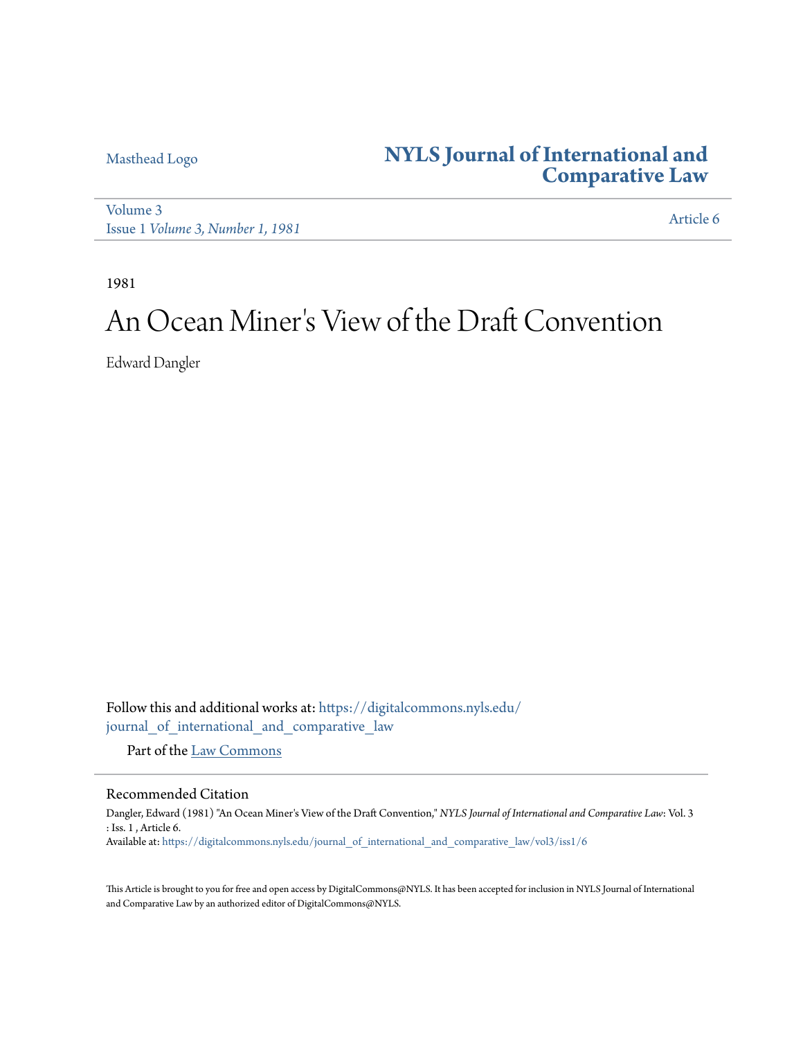Masthead Logo

# NYLS Journal of International and Comparative Law

Volume 3
Issue 1 *Volume 3, Number 1, 1981*

Article 6

1981

# An Ocean Miner's View of the Draft Convention

Edward Dangler

Follow this and additional works at: https://digitalcommons.nyls.edu/journal_of_international_and_comparative_law

Part of the Law Commons

## Recommended Citation

Dangler, Edward (1981) "An Ocean Miner's View of the Draft Convention," *NYLS Journal of International and Comparative Law*: Vol. 3 : Iss. 1 , Article 6.
Available at: https://digitalcommons.nyls.edu/journal_of_international_and_comparative_law/vol3/iss1/6

This Article is brought to you for free and open access by DigitalCommons@NYLS. It has been accepted for inclusion in NYLS Journal of International and Comparative Law by an authorized editor of DigitalCommons@NYLS.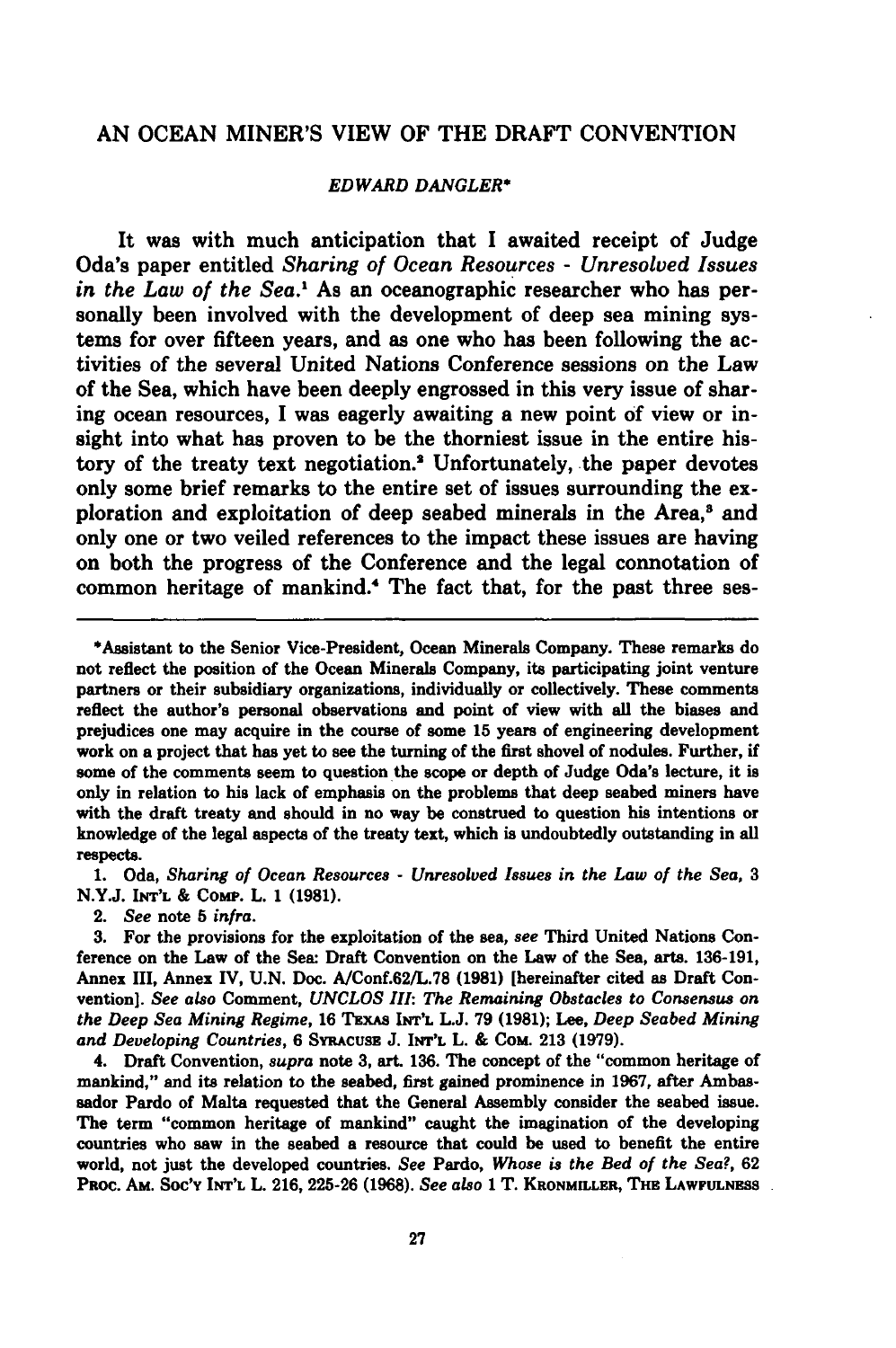# AN OCEAN MINER'S VIEW OF THE DRAFT CONVENTION

*EDWARD DANGLER**

It was with much anticipation that I awaited receipt of Judge Oda's paper entitled *Sharing of Ocean Resources - Unresolved Issues in the Law of the Sea.*[1] As an oceanographic researcher who has personally been involved with the development of deep sea mining systems for over fifteen years, and as one who has been following the activities of the several United Nations Conference sessions on the Law of the Sea, which have been deeply engrossed in this very issue of sharing ocean resources, I was eagerly awaiting a new point of view or insight into what has proven to be the thorniest issue in the entire history of the treaty text negotiation.[2] Unfortunately, the paper devotes only some brief remarks to the entire set of issues surrounding the exploration and exploitation of deep seabed minerals in the Area,[3] and only one or two veiled references to the impact these issues are having on both the progress of the Conference and the legal connotation of common heritage of mankind.[4] The fact that, for the past three ses-

---

*Assistant to the Senior Vice-President, Ocean Minerals Company. These remarks do not reflect the position of the Ocean Minerals Company, its participating joint venture partners or their subsidiary organizations, individually or collectively. These comments reflect the author's personal observations and point of view with all the biases and prejudices one may acquire in the course of some 15 years of engineering development work on a project that has yet to see the turning of the first shovel of nodules. Further, if some of the comments seem to question the scope or depth of Judge Oda's lecture, it is only in relation to his lack of emphasis on the problems that deep seabed miners have with the draft treaty and should in no way be construed to question his intentions or knowledge of the legal aspects of the treaty text, which is undoubtedly outstanding in all respects.

1. Oda, *Sharing of Ocean Resources - Unresolved Issues in the Law of the Sea*, 3 N.Y.J. INT'L & COMP. L. 1 (1981).

2. *See* note 5 *infra*.

3. For the provisions for the exploitation of the sea, *see* Third United Nations Conference on the Law of the Sea: Draft Convention on the Law of the Sea, arts. 136-191, Annex III, Annex IV, U.N. Doc. A/Conf.62/L.78 (1981) [hereinafter cited as Draft Convention]. *See also* Comment, *UNCLOS III: The Remaining Obstacles to Consensus on the Deep Sea Mining Regime*, 16 TEXAS INT'L L.J. 79 (1981); Lee, *Deep Seabed Mining and Developing Countries*, 6 SYRACUSE J. INT'L L. & COM. 213 (1979).

4. Draft Convention, *supra* note 3, art. 136. The concept of the "common heritage of mankind," and its relation to the seabed, first gained prominence in 1967, after Ambassador Pardo of Malta requested that the General Assembly consider the seabed issue. The term "common heritage of mankind" caught the imagination of the developing countries who saw in the seabed a resource that could be used to benefit the entire world, not just the developed countries. *See* Pardo, *Whose is the Bed of the Sea?*, 62 PROC. AM. SOC'Y INT'L L. 216, 225-26 (1968). *See also* 1 T. KRONMILLER, THE LAWFULNESS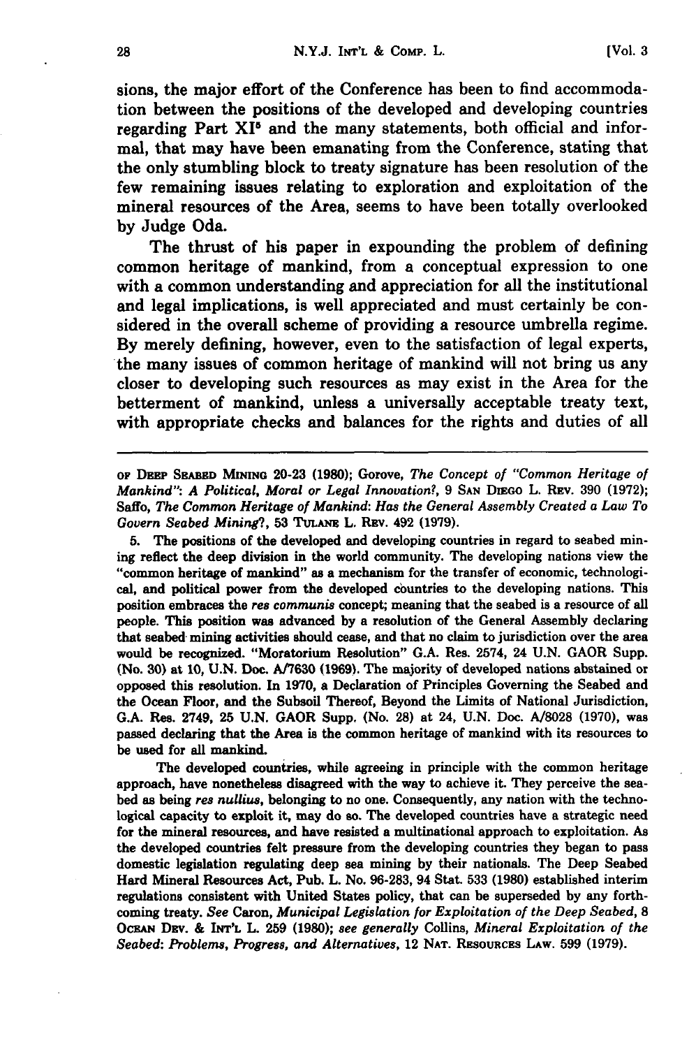sions, the major effort of the Conference has been to find accommodation between the positions of the developed and developing countries regarding Part XI[5] and the many statements, both official and informal, that may have been emanating from the Conference, stating that the only stumbling block to treaty signature has been resolution of the few remaining issues relating to exploration and exploitation of the mineral resources of the Area, seems to have been totally overlooked by Judge Oda.

The thrust of his paper in expounding the problem of defining common heritage of mankind, from a conceptual expression to one with a common understanding and appreciation for all the institutional and legal implications, is well appreciated and must certainly be considered in the overall scheme of providing a resource umbrella regime. By merely defining, however, even to the satisfaction of legal experts, the many issues of common heritage of mankind will not bring us any closer to developing such resources as may exist in the Area for the betterment of mankind, unless a universally acceptable treaty text, with appropriate checks and balances for the rights and duties of all

---

OF DEEP SEABED MINING 20-23 (1980); Gorove, *The Concept of "Common Heritage of Mankind": A Political, Moral or Legal Innovation?*, 9 SAN DIEGO L. REV. 390 (1972); Saffo, *The Common Heritage of Mankind: Has the General Assembly Created a Law To Govern Seabed Mining?*, 53 TULANE L. REV. 492 (1979).

5. The positions of the developed and developing countries in regard to seabed mining reflect the deep division in the world community. The developing nations view the "common heritage of mankind" as a mechanism for the transfer of economic, technological, and political power from the developed countries to the developing nations. This position embraces the *res communis* concept; meaning that the seabed is a resource of all people. This position was advanced by a resolution of the General Assembly declaring that seabed mining activities should cease, and that no claim to jurisdiction over the area would be recognized. "Moratorium Resolution" G.A. Res. 2574, 24 U.N. GAOR Supp. (No. 30) at 10, U.N. Doc. A/7630 (1969). The majority of developed nations abstained or opposed this resolution. In 1970, a Declaration of Principles Governing the Seabed and the Ocean Floor, and the Subsoil Thereof, Beyond the Limits of National Jurisdiction, G.A. Res. 2749, 25 U.N. GAOR Supp. (No. 28) at 24, U.N. Doc. A/8028 (1970), was passed declaring that the Area is the common heritage of mankind with its resources to be used for all mankind.

The developed countries, while agreeing in principle with the common heritage approach, have nonetheless disagreed with the way to achieve it. They perceive the seabed as being *res nullius*, belonging to no one. Consequently, any nation with the technological capacity to exploit it, may do so. The developed countries have a strategic need for the mineral resources, and have resisted a multinational approach to exploitation. As the developed countries felt pressure from the developing countries they began to pass domestic legislation regulating deep sea mining by their nationals. The Deep Seabed Hard Mineral Resources Act, Pub. L. No. 96-283, 94 Stat. 533 (1980) established interim regulations consistent with United States policy, that can be superseded by any forthcoming treaty. *See* Caron, *Municipal Legislation for Exploitation of the Deep Seabed*, 8 OCEAN DEV. & INT'L L. 259 (1980); *see generally* Collins, *Mineral Exploitation of the Seabed: Problems, Progress, and Alternatives*, 12 NAT. RESOURCES LAW. 599 (1979).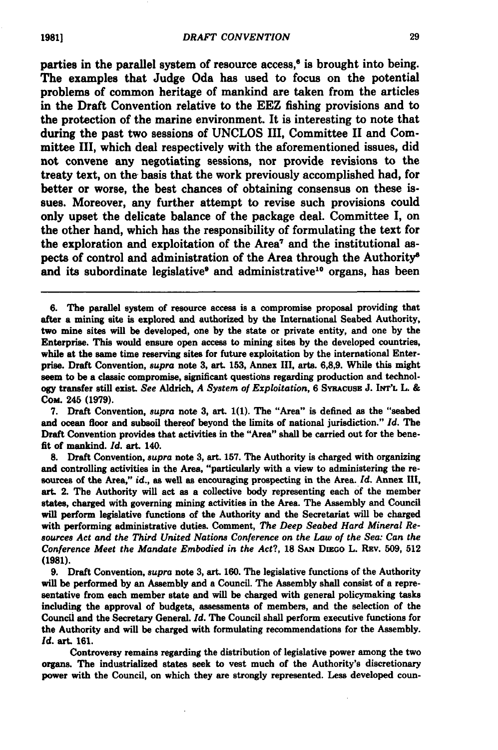parties in the parallel system of resource access,[6] is brought into being. The examples that Judge Oda has used to focus on the potential problems of common heritage of mankind are taken from the articles in the Draft Convention relative to the EEZ fishing provisions and to the protection of the marine environment. It is interesting to note that during the past two sessions of UNCLOS III, Committee II and Committee III, which deal respectively with the aforementioned issues, did not convene any negotiating sessions, nor provide revisions to the treaty text, on the basis that the work previously accomplished had, for better or worse, the best chances of obtaining consensus on these issues. Moreover, any further attempt to revise such provisions could only upset the delicate balance of the package deal. Committee I, on the other hand, which has the responsibility of formulating the text for the exploration and exploitation of the Area[7] and the institutional aspects of control and administration of the Area through the Authority[8] and its subordinate legislative[9] and administrative[10] organs, has been

---

6. The parallel system of resource access is a compromise proposal providing that after a mining site is explored and authorized by the International Seabed Authority, two mine sites will be developed, one by the state or private entity, and one by the Enterprise. This would ensure open access to mining sites by the developed countries, while at the same time reserving sites for future exploitation by the international Enterprise. Draft Convention, *supra* note 3, art. 153, Annex III, arts. 6,8,9. While this might seem to be a classic compromise, significant questions regarding production and technology transfer still exist. *See* Aldrich, *A System of Exploitation*, 6 SYRACUSE J. INT'L L. & COM. 245 (1979).

7. Draft Convention, *supra* note 3, art. 1(1). The "Area" is defined as the "seabed and ocean floor and subsoil thereof beyond the limits of national jurisdiction." *Id.* The Draft Convention provides that activities in the "Area" shall be carried out for the benefit of mankind. *Id.* art. 140.

8. Draft Convention, *supra* note 3, art. 157. The Authority is charged with organizing and controlling activities in the Area, "particularly with a view to administering the resources of the Area," *id.*, as well as encouraging prospecting in the Area. *Id.* Annex III, art. 2. The Authority will act as a collective body representing each of the member states, charged with governing mining activities in the Area. The Assembly and Council will perform legislative functions of the Authority and the Secretariat will be charged with performing administrative duties. Comment, *The Deep Seabed Hard Mineral Resources Act and the Third United Nations Conference on the Law of the Sea: Can the Conference Meet the Mandate Embodied in the Act?*, 18 SAN DIEGO L. REV. 509, 512 (1981).

9. Draft Convention, *supra* note 3, art. 160. The legislative functions of the Authority will be performed by an Assembly and a Council. The Assembly shall consist of a representative from each member state and will be charged with general policymaking tasks including the approval of budgets, assessments of members, and the selection of the Council and the Secretary General. *Id.* The Council shall perform executive functions for the Authority and will be charged with formulating recommendations for the Assembly. *Id.* art. 161.

Controversy remains regarding the distribution of legislative power among the two organs. The industrialized states seek to vest much of the Authority's discretionary power with the Council, on which they are strongly represented. Less developed coun-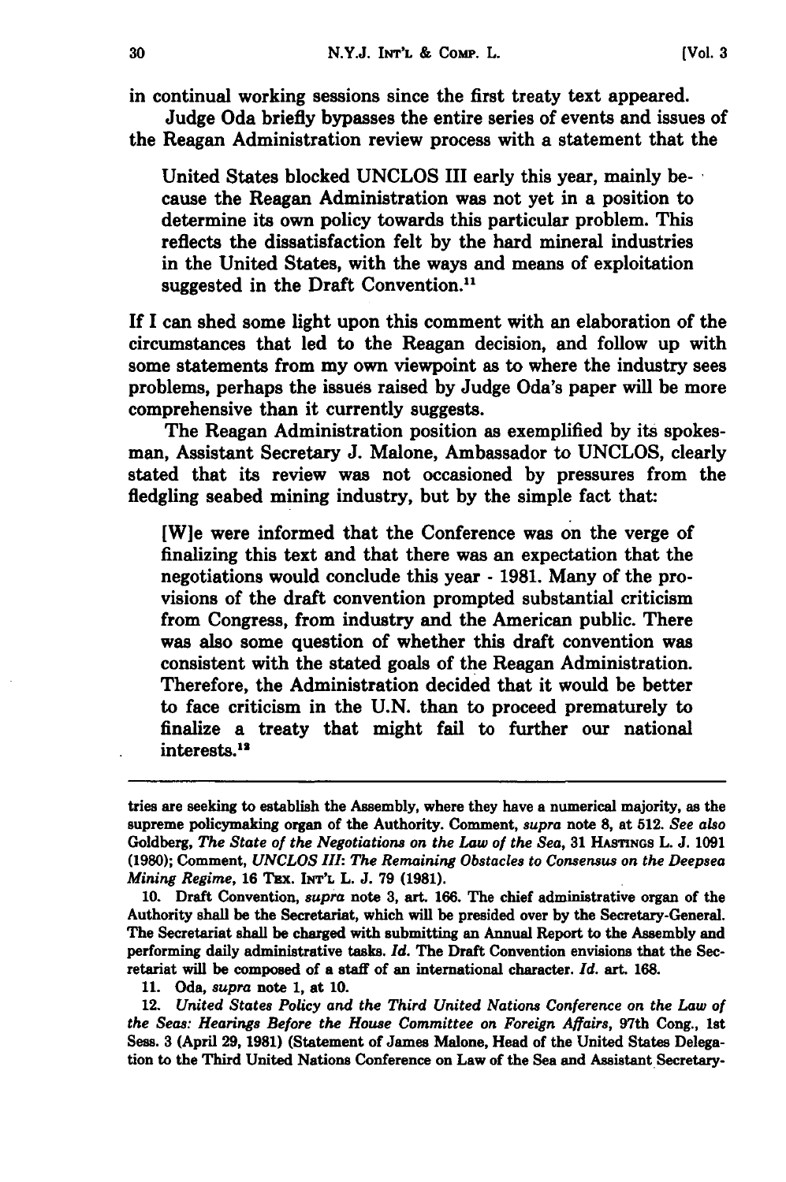in continual working sessions since the first treaty text appeared.

Judge Oda briefly bypasses the entire series of events and issues of the Reagan Administration review process with a statement that the

> United States blocked UNCLOS III early this year, mainly because the Reagan Administration was not yet in a position to determine its own policy towards this particular problem. This reflects the dissatisfaction felt by the hard mineral industries in the United States, with the ways and means of exploitation suggested in the Draft Convention.[11]

If I can shed some light upon this comment with an elaboration of the circumstances that led to the Reagan decision, and follow up with some statements from my own viewpoint as to where the industry sees problems, perhaps the issues raised by Judge Oda's paper will be more comprehensive than it currently suggests.

The Reagan Administration position as exemplified by its spokesman, Assistant Secretary J. Malone, Ambassador to UNCLOS, clearly stated that its review was not occasioned by pressures from the fledgling seabed mining industry, but by the simple fact that:

> [W]e were informed that the Conference was on the verge of finalizing this text and that there was an expectation that the negotiations would conclude this year - 1981. Many of the provisions of the draft convention prompted substantial criticism from Congress, from industry and the American public. There was also some question of whether this draft convention was consistent with the stated goals of the Reagan Administration. Therefore, the Administration decided that it would be better to face criticism in the U.N. than to proceed prematurely to finalize a treaty that might fail to further our national interests.[12]

---

tries are seeking to establish the Assembly, where they have a numerical majority, as the supreme policymaking organ of the Authority. Comment, *supra* note 8, at 512. *See also* Goldberg, *The State of the Negotiations on the Law of the Sea*, 31 HASTINGS L. J. 1091 (1980); Comment, *UNCLOS III: The Remaining Obstacles to Consensus on the Deepsea Mining Regime*, 16 TEX. INT'L L. J. 79 (1981).

10. Draft Convention, *supra* note 3, art. 166. The chief administrative organ of the Authority shall be the Secretariat, which will be presided over by the Secretary-General. The Secretariat shall be charged with submitting an Annual Report to the Assembly and performing daily administrative tasks. *Id.* The Draft Convention envisions that the Secretariat will be composed of a staff of an international character. *Id.* art. 168.

11. Oda, *supra* note 1, at 10.

12. *United States Policy and the Third United Nations Conference on the Law of the Seas: Hearings Before the House Committee on Foreign Affairs*, 97th Cong., 1st Sess. 3 (April 29, 1981) (Statement of James Malone, Head of the United States Delegation to the Third United Nations Conference on Law of the Sea and Assistant Secretary-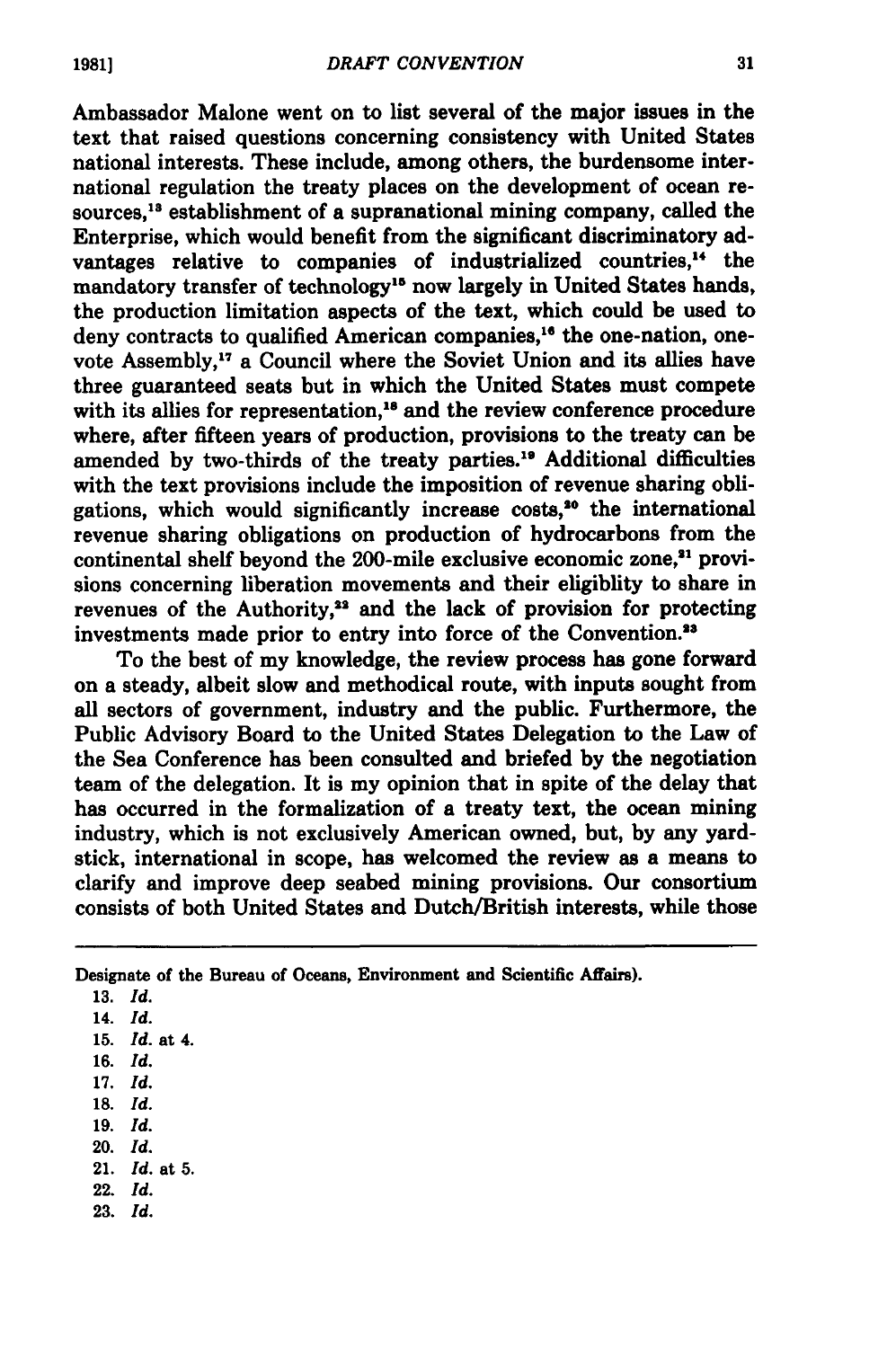Ambassador Malone went on to list several of the major issues in the text that raised questions concerning consistency with United States national interests. These include, among others, the burdensome international regulation the treaty places on the development of ocean resources,[13] establishment of a supranational mining company, called the Enterprise, which would benefit from the significant discriminatory advantages relative to companies of industrialized countries,[14] the mandatory transfer of technology[15] now largely in United States hands, the production limitation aspects of the text, which could be used to deny contracts to qualified American companies,[16] the one-nation, one-vote Assembly,[17] a Council where the Soviet Union and its allies have three guaranteed seats but in which the United States must compete with its allies for representation,[18] and the review conference procedure where, after fifteen years of production, provisions to the treaty can be amended by two-thirds of the treaty parties.[19] Additional difficulties with the text provisions include the imposition of revenue sharing obligations, which would significantly increase costs,[20] the international revenue sharing obligations on production of hydrocarbons from the continental shelf beyond the 200-mile exclusive economic zone,[21] provisions concerning liberation movements and their eligiblity to share in revenues of the Authority,[22] and the lack of provision for protecting investments made prior to entry into force of the Convention.[23]

To the best of my knowledge, the review process has gone forward on a steady, albeit slow and methodical route, with inputs sought from all sectors of government, industry and the public. Furthermore, the Public Advisory Board to the United States Delegation to the Law of the Sea Conference has been consulted and briefed by the negotiation team of the delegation. It is my opinion that in spite of the delay that has occurred in the formalization of a treaty text, the ocean mining industry, which is not exclusively American owned, but, by any yardstick, international in scope, has welcomed the review as a means to clarify and improve deep seabed mining provisions. Our consortium consists of both United States and Dutch/British interests, while those

---

Designate of the Bureau of Oceans, Environment and Scientific Affairs).

13. *Id.*
14. *Id.*
15. *Id.* at 4.
16. *Id.*
17. *Id.*
18. *Id.*
19. *Id.*
20. *Id.*
21. *Id.* at 5.
22. *Id.*
23. *Id.*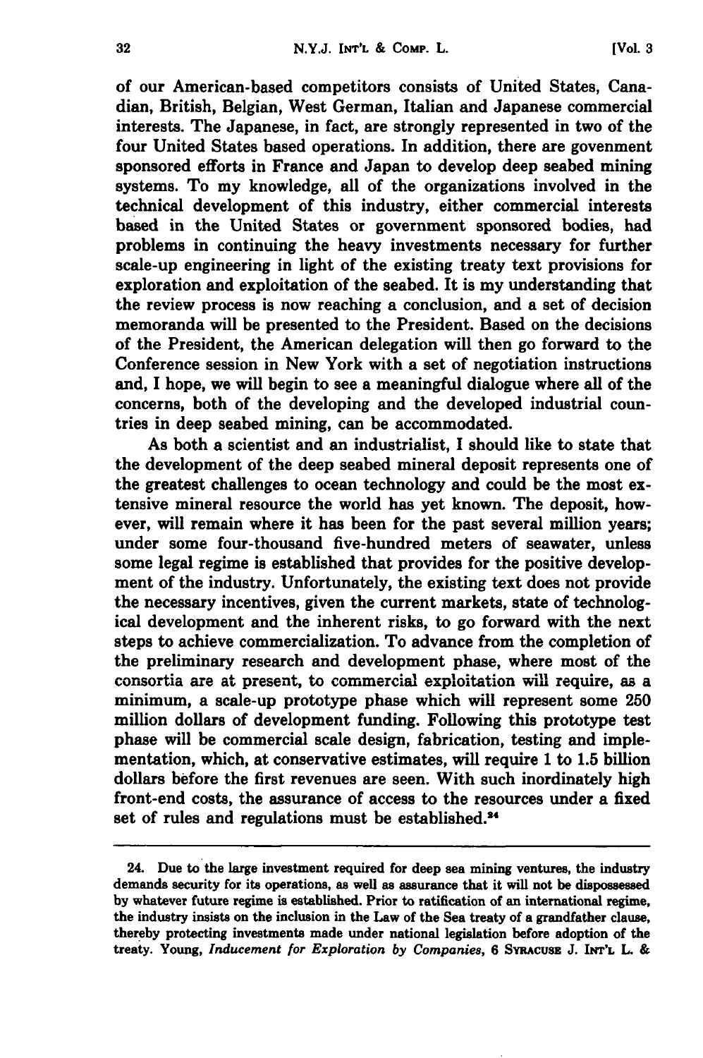of our American-based competitors consists of United States, Canadian, British, Belgian, West German, Italian and Japanese commercial interests. The Japanese, in fact, are strongly represented in two of the four United States based operations. In addition, there are govenment sponsored efforts in France and Japan to develop deep seabed mining systems. To my knowledge, all of the organizations involved in the technical development of this industry, either commercial interests based in the United States or government sponsored bodies, had problems in continuing the heavy investments necessary for further scale-up engineering in light of the existing treaty text provisions for exploration and exploitation of the seabed. It is my understanding that the review process is now reaching a conclusion, and a set of decision memoranda will be presented to the President. Based on the decisions of the President, the American delegation will then go forward to the Conference session in New York with a set of negotiation instructions and, I hope, we will begin to see a meaningful dialogue where all of the concerns, both of the developing and the developed industrial countries in deep seabed mining, can be accommodated.

As both a scientist and an industrialist, I should like to state that the development of the deep seabed mineral deposit represents one of the greatest challenges to ocean technology and could be the most extensive mineral resource the world has yet known. The deposit, however, will remain where it has been for the past several million years; under some four-thousand five-hundred meters of seawater, unless some legal regime is established that provides for the positive development of the industry. Unfortunately, the existing text does not provide the necessary incentives, given the current markets, state of technological development and the inherent risks, to go forward with the next steps to achieve commercialization. To advance from the completion of the preliminary research and development phase, where most of the consortia are at present, to commercial exploitation will require, as a minimum, a scale-up prototype phase which will represent some 250 million dollars of development funding. Following this prototype test phase will be commercial scale design, fabrication, testing and implementation, which, at conservative estimates, will require 1 to 1.5 billion dollars before the first revenues are seen. With such inordinately high front-end costs, the assurance of access to the resources under a fixed set of rules and regulations must be established.[24]

24. Due to the large investment required for deep sea mining ventures, the industry demands security for its operations, as well as assurance that it will not be dispossessed by whatever future regime is established. Prior to ratification of an international regime, the industry insists on the inclusion in the Law of the Sea treaty of a grandfather clause, thereby protecting investments made under national legislation before adoption of the treaty. Young, *Inducement for Exploration by Companies*, 6 SYRACUSE J. INT'L L. &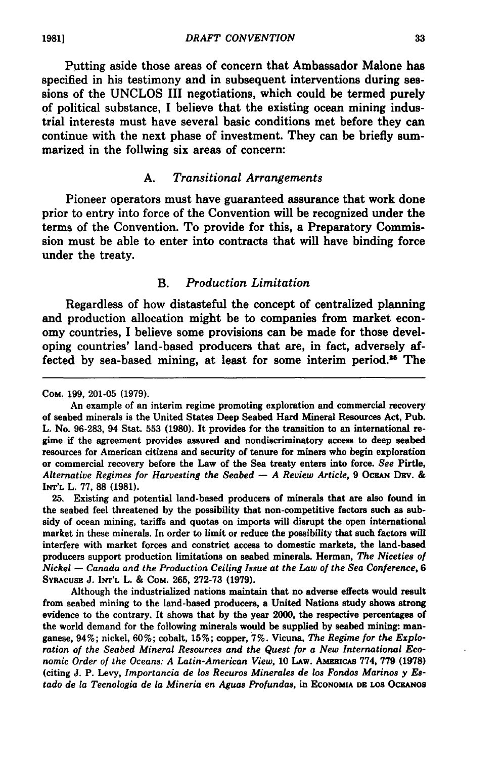Putting aside those areas of concern that Ambassador Malone has specified in his testimony and in subsequent interventions during sessions of the UNCLOS III negotiations, which could be termed purely of political substance, I believe that the existing ocean mining industrial interests must have several basic conditions met before they can continue with the next phase of investment. They can be briefly summarized in the follwing six areas of concern:

### A. *Transitional Arrangements*

Pioneer operators must have guaranteed assurance that work done prior to entry into force of the Convention will be recognized under the terms of the Convention. To provide for this, a Preparatory Commission must be able to enter into contracts that will have binding force under the treaty.

### B. *Production Limitation*

Regardless of how distasteful the concept of centralized planning and production allocation might be to companies from market economy countries, I believe some provisions can be made for those developing countries' land-based producers that are, in fact, adversely affected by sea-based mining, at least for some interim period.[25] The

---

COM. 199, 201-05 (1979).

An example of an interim regime promoting exploration and commercial recovery of seabed minerals is the United States Deep Seabed Hard Mineral Resources Act, Pub. L. No. 96-283, 94 Stat. 553 (1980). It provides for the transition to an international regime if the agreement provides assured and nondiscriminatory access to deep seabed resources for American citizens and security of tenure for miners who begin exploration or commercial recovery before the Law of the Sea treaty enters into force. *See* Pirtle, *Alternative Regimes for Harvesting the Seabed — A Review Article*, 9 OCEAN DEV. & INT'L L. 77, 88 (1981).

25. Existing and potential land-based producers of minerals that are also found in the seabed feel threatened by the possibility that non-competitive factors such as subsidy of ocean mining, tariffs and quotas on imports will disrupt the open international market in these minerals. In order to limit or reduce the possibility that such factors will interfere with market forces and constrict access to domestic markets, the land-based producers support production limitations on seabed minerals. Herman, *The Niceties of Nickel — Canada and the Production Ceiling Issue at the Law of the Sea Conference*, 6 SYRACUSE J. INT'L L. & COM. 265, 272-73 (1979).

Although the industrialized nations maintain that no adverse effects would result from seabed mining to the land-based producers, a United Nations study shows strong evidence to the contrary. It shows that by the year 2000, the respective percentages of the world demand for the following minerals would be supplied by seabed mining: manganese, 94%; nickel, 60%; cobalt, 15%; copper, 7%. Vicuna, *The Regime for the Exploration of the Seabed Mineral Resources and the Quest for a New International Economic Order of the Oceans: A Latin-American View*, 10 LAW. AMERICAS 774, 779 (1978) (citing J. P. Levy, *Importancia de los Recuros Minerales de los Fondos Marinos y Estado de la Tecnologia de la Mineria en Aguas Profundas*, in ECONOMIA DE LOS OCEANOS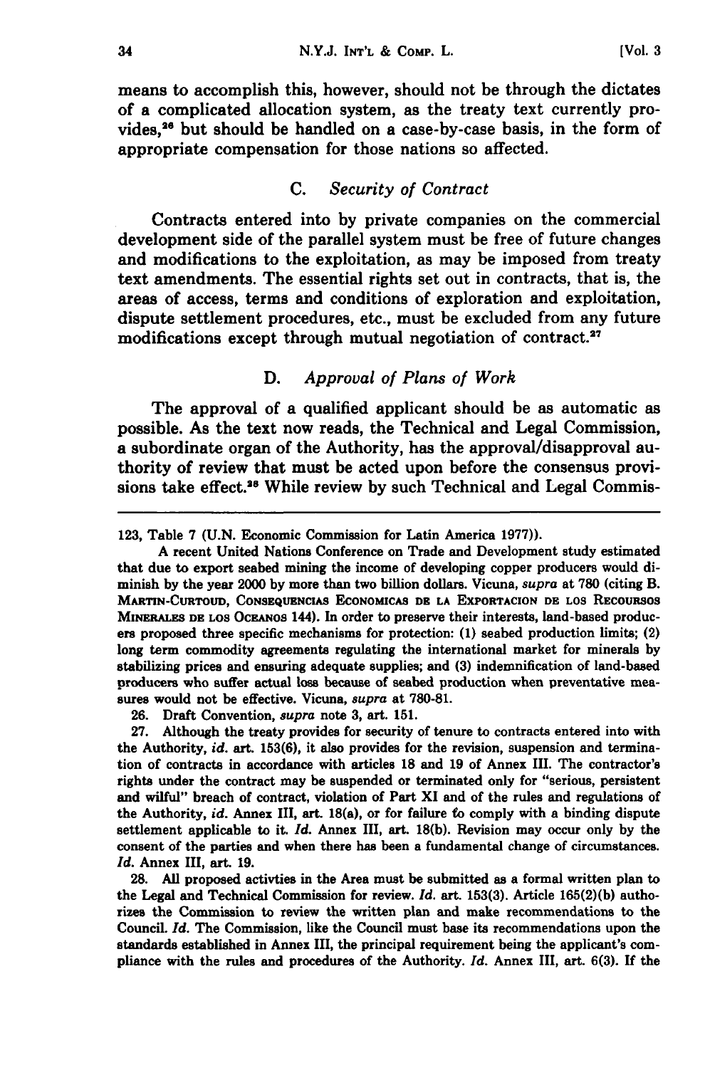means to accomplish this, however, should not be through the dictates of a complicated allocation system, as the treaty text currently provides,[26] but should be handled on a case-by-case basis, in the form of appropriate compensation for those nations so affected.

### C. *Security of Contract*

Contracts entered into by private companies on the commercial development side of the parallel system must be free of future changes and modifications to the exploitation, as may be imposed from treaty text amendments. The essential rights set out in contracts, that is, the areas of access, terms and conditions of exploration and exploitation, dispute settlement procedures, etc., must be excluded from any future modifications except through mutual negotiation of contract.[27]

### D. *Approval of Plans of Work*

The approval of a qualified applicant should be as automatic as possible. As the text now reads, the Technical and Legal Commission, a subordinate organ of the Authority, has the approval/disapproval authority of review that must be acted upon before the consensus provisions take effect.[28] While review by such Technical and Legal Commis-

---

123, Table 7 (U.N. Economic Commission for Latin America 1977)).

A recent United Nations Conference on Trade and Development study estimated that due to export seabed mining the income of developing copper producers would diminish by the year 2000 by more than two billion dollars. Vicuna, *supra* at 780 (citing B. Martin-Curtoud, Consequencias Economicas de la Exportacion de los Recoursos Minerales de los Oceanos 144). In order to preserve their interests, land-based producers proposed three specific mechanisms for protection: (1) seabed production limits; (2) long term commodity agreements regulating the international market for minerals by stabilizing prices and ensuring adequate supplies; and (3) indemnification of land-based producers who suffer actual loss because of seabed production when preventative measures would not be effective. Vicuna, *supra* at 780-81.

26. Draft Convention, *supra* note 3, art. 151.

27. Although the treaty provides for security of tenure to contracts entered into with the Authority, *id.* art. 153(6), it also provides for the revision, suspension and termination of contracts in accordance with articles 18 and 19 of Annex III. The contractor's rights under the contract may be suspended or terminated only for "serious, persistent and wilful" breach of contract, violation of Part XI and of the rules and regulations of the Authority, *id.* Annex III, art. 18(a), or for failure to comply with a binding dispute settlement applicable to it. *Id.* Annex III, art. 18(b). Revision may occur only by the consent of the parties and when there has been a fundamental change of circumstances. *Id.* Annex III, art. 19.

28. All proposed activties in the Area must be submitted as a formal written plan to the Legal and Technical Commission for review. *Id.* art. 153(3). Article 165(2)(b) authorizes the Commission to review the written plan and make recommendations to the Council. *Id.* The Commission, like the Council must base its recommendations upon the standards established in Annex III, the principal requirement being the applicant's compliance with the rules and procedures of the Authority. *Id.* Annex III, art. 6(3). If the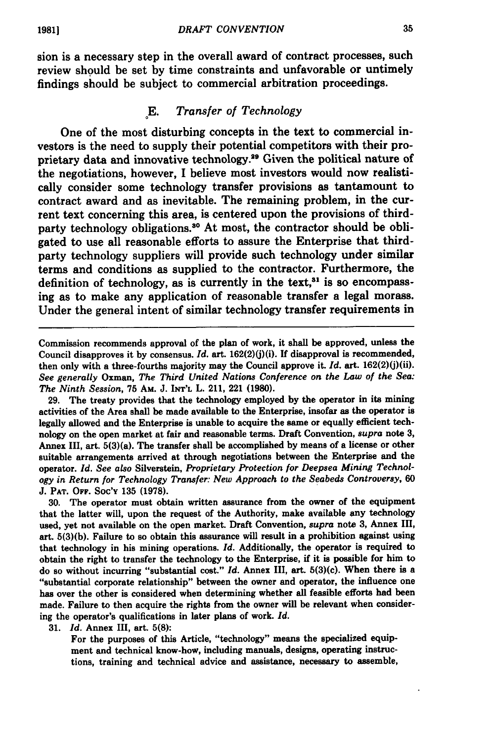sion is a necessary step in the overall award of contract processes, such review should be set by time constraints and unfavorable or untimely findings should be subject to commercial arbitration proceedings.

### E. *Transfer of Technology*

One of the most disturbing concepts in the text to commercial investors is the need to supply their potential competitors with their proprietary data and innovative technology.[29] Given the political nature of the negotiations, however, I believe most investors would now realistically consider some technology transfer provisions as tantamount to contract award and as inevitable. The remaining problem, in the current text concerning this area, is centered upon the provisions of third-party technology obligations.[30] At most, the contractor should be obligated to use all reasonable efforts to assure the Enterprise that third-party technology suppliers will provide such technology under similar terms and conditions as supplied to the contractor. Furthermore, the definition of technology, as is currently in the text,[31] is so encompassing as to make any application of reasonable transfer a legal morass. Under the general intent of similar technology transfer requirements in

---

Commission recommends approval of the plan of work, it shall be approved, unless the Council disapproves it by consensus. *Id.* art. 162(2)(j)(i). If disapproval is recommended, then only with a three-fourths majority may the Council approve it. *Id.* art. 162(2)(j)(ii). *See generally* Oxman, *The Third United Nations Conference on the Law of the Sea: The Ninth Session*, 75 AM. J. INT'L L. 211, 221 (1980).

29. The treaty provides that the technology employed by the operator in its mining activities of the Area shall be made available to the Enterprise, insofar as the operator is legally allowed and the Enterprise is unable to acquire the same or equally efficient technology on the open market at fair and reasonable terms. Draft Convention, *supra* note 3, Annex III, art. 5(3)(a). The transfer shall be accomplished by means of a license or other suitable arrangements arrived at through negotiations between the Enterprise and the operator. *Id. See also* Silverstein, *Proprietary Protection for Deepsea Mining Technology in Return for Technology Transfer: New Approach to the Seabeds Controversy*, 60 J. PAT. OFF. SOC'Y 135 (1978).

30. The operator must obtain written assurance from the owner of the equipment that the latter will, upon the request of the Authority, make available any technology used, yet not available on the open market. Draft Convention, *supra* note 3, Annex III, art. 5(3)(b). Failure to so obtain this assurance will result in a prohibition against using that technology in his mining operations. *Id.* Additionally, the operator is required to obtain the right to transfer the technology to the Enterprise, if it is possible for him to do so without incurring "substantial cost." *Id.* Annex III, art. 5(3)(c). When there is a "substantial corporate relationship" between the owner and operator, the influence one has over the other is considered when determining whether all feasible efforts had been made. Failure to then acquire the rights from the owner will be relevant when considering the operator's qualifications in later plans of work. *Id.*

31. *Id.* Annex III, art. 5(8):

For the purposes of this Article, "technology" means the specialized equipment and technical know-how, including manuals, designs, operating instructions, training and technical advice and assistance, necessary to assemble,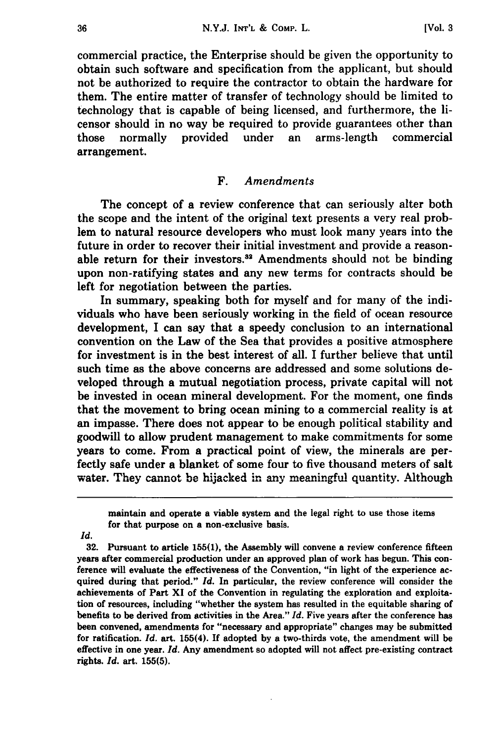commercial practice, the Enterprise should be given the opportunity to obtain such software and specification from the applicant, but should not be authorized to require the contractor to obtain the hardware for them. The entire matter of transfer of technology should be limited to technology that is capable of being licensed, and furthermore, the licensor should in no way be required to provide guarantees other than those normally provided under an arms-length commercial arrangement.

### F. *Amendments*

The concept of a review conference that can seriously alter both the scope and the intent of the original text presents a very real problem to natural resource developers who must look many years into the future in order to recover their initial investment and provide a reasonable return for their investors.[32] Amendments should not be binding upon non-ratifying states and any new terms for contracts should be left for negotiation between the parties.

In summary, speaking both for myself and for many of the individuals who have been seriously working in the field of ocean resource development, I can say that a speedy conclusion to an international convention on the Law of the Sea that provides a positive atmosphere for investment is in the best interest of all. I further believe that until such time as the above concerns are addressed and some solutions developed through a mutual negotiation process, private capital will not be invested in ocean mineral development. For the moment, one finds that the movement to bring ocean mining to a commercial reality is at an impasse. There does not appear to be enough political stability and goodwill to allow prudent management to make commitments for some years to come. From a practical point of view, the minerals are perfectly safe under a blanket of some four to five thousand meters of salt water. They cannot be hijacked in any meaningful quantity. Although

---

> maintain and operate a viable system and the legal right to use those items for that purpose on a non-exclusive basis.

*Id.*

32. Pursuant to article 155(1), the Assembly will convene a review conference fifteen years after commercial production under an approved plan of work has begun. This conference will evaluate the effectiveness of the Convention, "in light of the experience acquired during that period." *Id.* In particular, the review conference will consider the achievements of Part XI of the Convention in regulating the exploration and exploitation of resources, including "whether the system has resulted in the equitable sharing of benefits to be derived from activities in the Area." *Id.* Five years after the conference has been convened, amendments for "necessary and appropriate" changes may be submitted for ratification. *Id.* art. 155(4). If adopted by a two-thirds vote, the amendment will be effective in one year. *Id.* Any amendment so adopted will not affect pre-existing contract rights. *Id.* art. 155(5).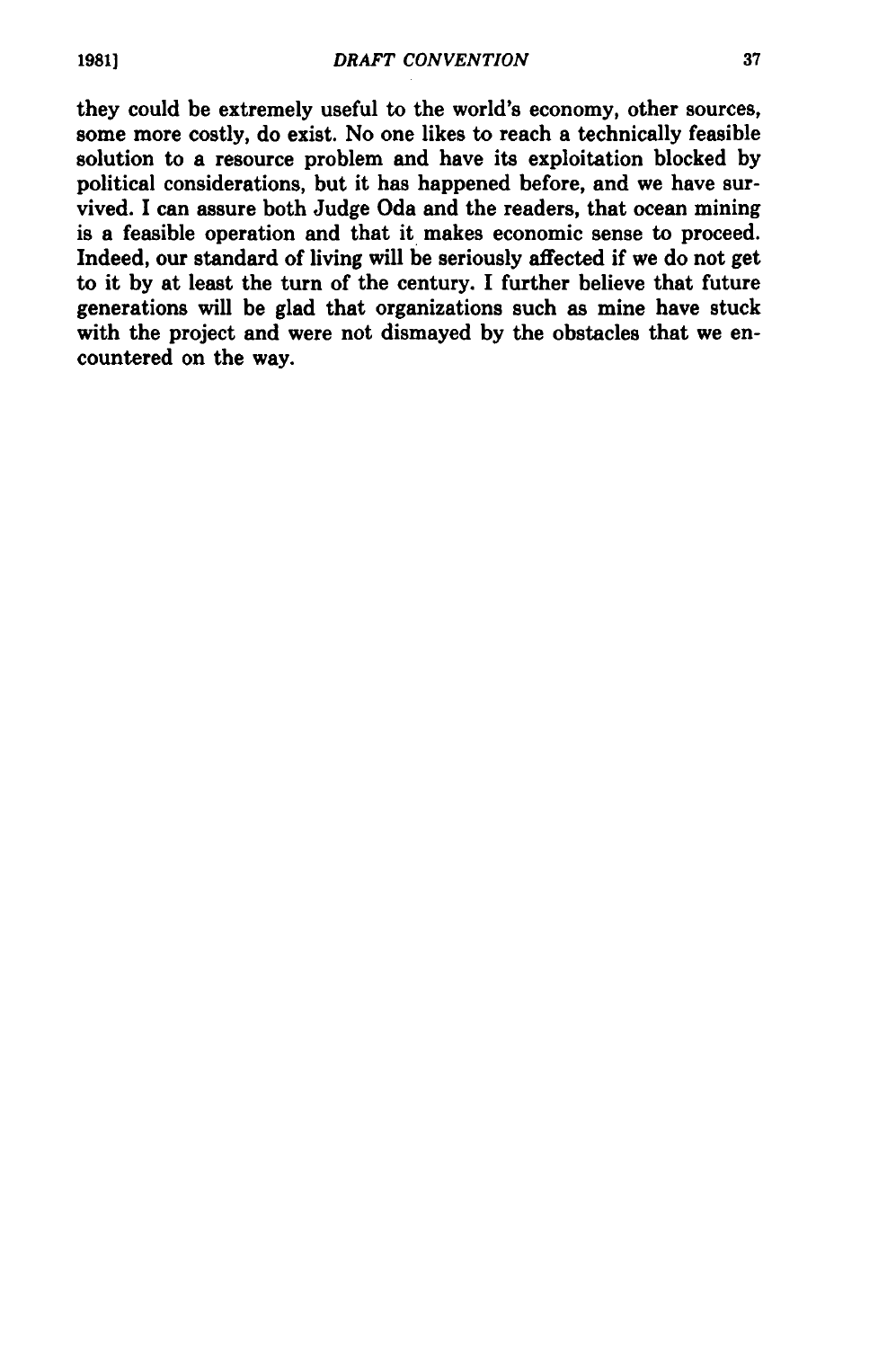they could be extremely useful to the world's economy, other sources, some more costly, do exist. No one likes to reach a technically feasible solution to a resource problem and have its exploitation blocked by political considerations, but it has happened before, and we have survived. I can assure both Judge Oda and the readers, that ocean mining is a feasible operation and that it makes economic sense to proceed. Indeed, our standard of living will be seriously affected if we do not get to it by at least the turn of the century. I further believe that future generations will be glad that organizations such as mine have stuck with the project and were not dismayed by the obstacles that we encountered on the way.